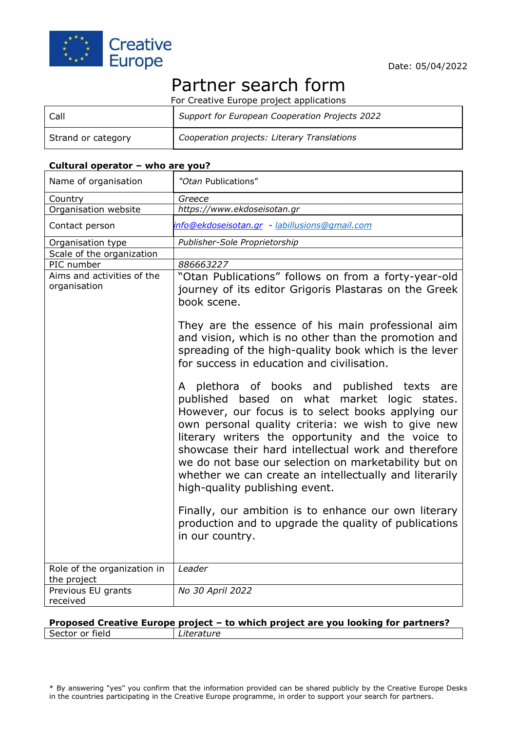Creative Europe

Date: 05/04/2022

# Partner search form

For Creative Europe project applications

| Call | *Support for European Cooperation Projects 2022* |
|---|---|
| Strand or category | *Cooperation projects: Literary Translations* |

**Cultural operator – who are you?**

| Name of organisation | *"Otan* Publications" |
|---|---|
| Country | *Greece* |
| Organisation website | *https://www.ekdoseisotan.gr* |
| Contact person | *info@ekdoseisotan.gr - labillusions@gmail.com* |
| Organisation type | *Publisher-Sole Proprietorship* |
| Scale of the organization | |
| PIC number | *886663227* |
| Aims and activities of the organisation | "Otan Publications" follows on from a forty-year-old journey of its editor Grigoris Plastaras on the Greek book scene.<br><br>They are the essence of his main professional aim and vision, which is no other than the promotion and spreading of the high-quality book which is the lever for success in education and civilisation.<br><br>A plethora of books and published texts are published based on what market logic states. However, our focus is to select books applying our own personal quality criteria: we wish to give new literary writers the opportunity and the voice to showcase their hard intellectual work and therefore we do not base our selection on marketability but on whether we can create an intellectually and literarily high-quality publishing event.<br><br>Finally, our ambition is to enhance our own literary production and to upgrade the quality of publications in our country. |
| Role of the organization in the project | *Leader* |
| Previous EU grants received | *No 30 April 2022* |

**Proposed Creative Europe project – to which project are you looking for partners?**

| Sector or field | *Literature* |
|---|---|

* By answering "yes" you confirm that the information provided can be shared publicly by the Creative Europe Desks in the countries participating in the Creative Europe programme, in order to support your search for partners.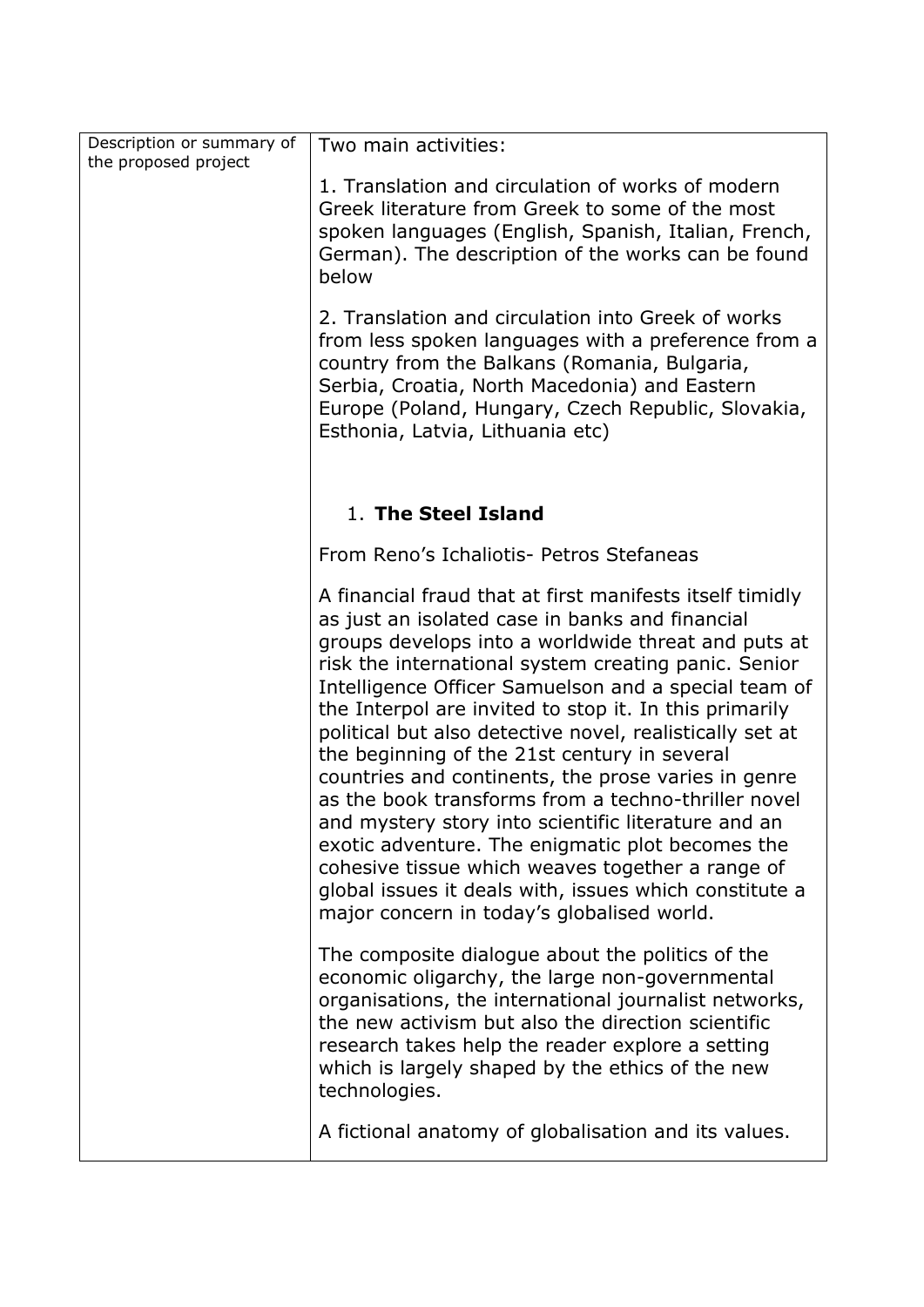| Description or summary of the proposed project | Two main activities:<br><br>1. Translation and circulation of works of modern Greek literature from Greek to some of the most spoken languages (English, Spanish, Italian, French, German). The description of the works can be found below<br><br>2. Translation and circulation into Greek of works from less spoken languages with a preference from a country from the Balkans (Romania, Bulgaria, Serbia, Croatia, North Macedonia) and Eastern Europe (Poland, Hungary, Czech Republic, Slovakia, Esthonia, Latvia, Lithuania etc)<br><br>1. **The Steel Island**<br><br>From Reno's Ichaliotis- Petros Stefaneas<br><br>A financial fraud that at first manifests itself timidly as just an isolated case in banks and financial groups develops into a worldwide threat and puts at risk the international system creating panic. Senior Intelligence Officer Samuelson and a special team of the Interpol are invited to stop it. In this primarily political but also detective novel, realistically set at the beginning of the 21st century in several countries and continents, the prose varies in genre as the book transforms from a techno-thriller novel and mystery story into scientific literature and an exotic adventure. The enigmatic plot becomes the cohesive tissue which weaves together a range of global issues it deals with, issues which constitute a major concern in today's globalised world.<br><br>The composite dialogue about the politics of the economic oligarchy, the large non-governmental organisations, the international journalist networks, the new activism but also the direction scientific research takes help the reader explore a setting which is largely shaped by the ethics of the new technologies.<br><br>A fictional anatomy of globalisation and its values. |
|---|---|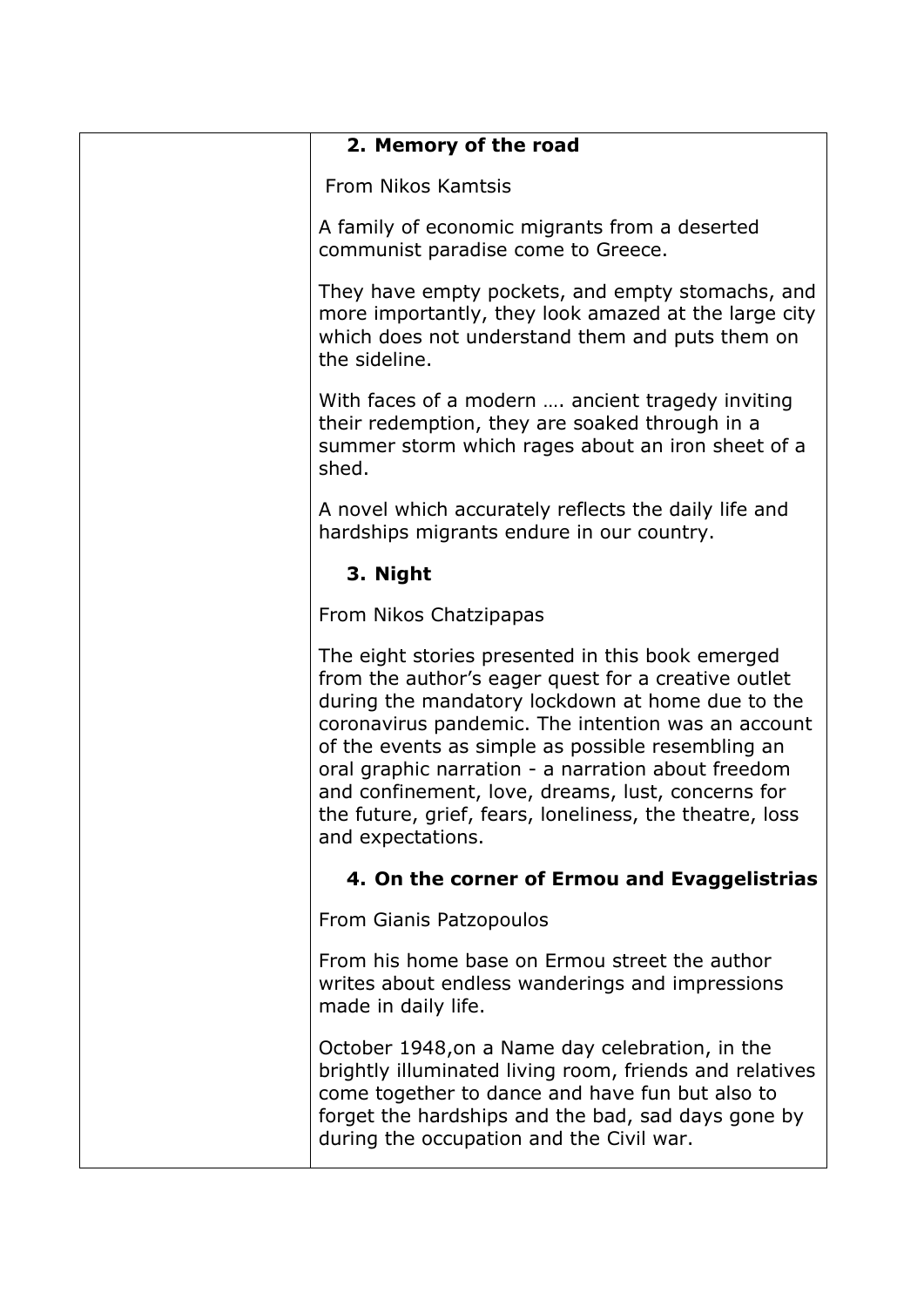## 2. Memory of the road

From Nikos Kamtsis

A family of economic migrants from a deserted communist paradise come to Greece.

They have empty pockets, and empty stomachs, and more importantly, they look amazed at the large city which does not understand them and puts them on the sideline.

With faces of a modern …. ancient tragedy inviting their redemption, they are soaked through in a summer storm which rages about an iron sheet of a shed.

A novel which accurately reflects the daily life and hardships migrants endure in our country.

## 3. Night

From Nikos Chatzipapas

The eight stories presented in this book emerged from the author's eager quest for a creative outlet during the mandatory lockdown at home due to the coronavirus pandemic. The intention was an account of the events as simple as possible resembling an oral graphic narration - a narration about freedom and confinement, love, dreams, lust, concerns for the future, grief, fears, loneliness, the theatre, loss and expectations.

## 4. On the corner of Ermou and Evaggelistrias

From Gianis Patzopoulos

From his home base on Ermou street the author writes about endless wanderings and impressions made in daily life.

October 1948,on a Name day celebration, in the brightly illuminated living room, friends and relatives come together to dance and have fun but also to forget the hardships and the bad, sad days gone by during the occupation and the Civil war.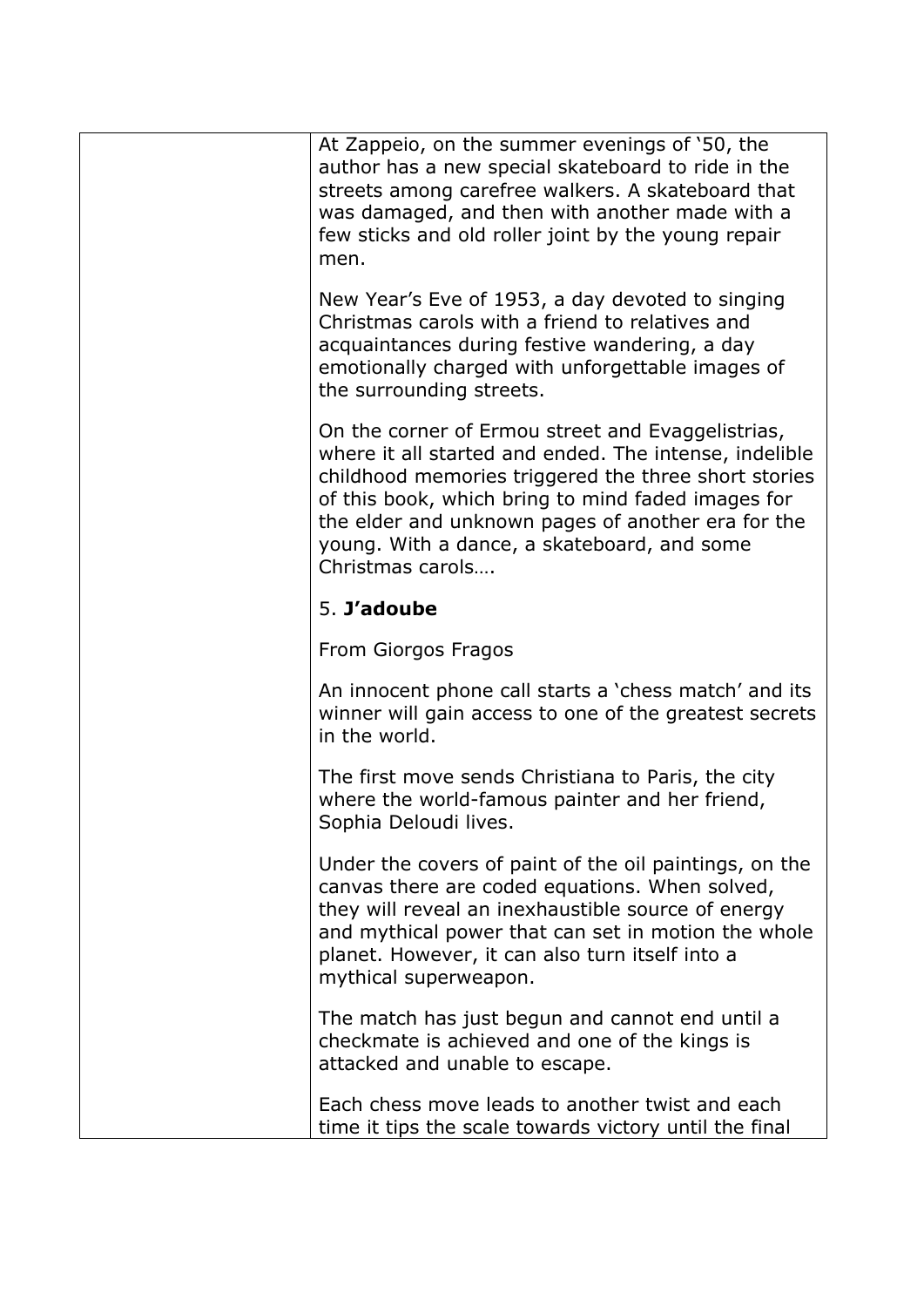At Zappeio, on the summer evenings of '50, the author has a new special skateboard to ride in the streets among carefree walkers. A skateboard that was damaged, and then with another made with a few sticks and old roller joint by the young repair men.

New Year's Eve of 1953, a day devoted to singing Christmas carols with a friend to relatives and acquaintances during festive wandering, a day emotionally charged with unforgettable images of the surrounding streets.

On the corner of Ermou street and Evaggelistrias, where it all started and ended. The intense, indelible childhood memories triggered the three short stories of this book, which bring to mind faded images for the elder and unknown pages of another era for the young. With a dance, a skateboard, and some Christmas carols….

5. **J'adoube**

From Giorgos Fragos

An innocent phone call starts a 'chess match' and its winner will gain access to one of the greatest secrets in the world.

The first move sends Christiana to Paris, the city where the world-famous painter and her friend, Sophia Deloudi lives.

Under the covers of paint of the oil paintings, on the canvas there are coded equations. When solved, they will reveal an inexhaustible source of energy and mythical power that can set in motion the whole planet. However, it can also turn itself into a mythical superweapon.

The match has just begun and cannot end until a checkmate is achieved and one of the kings is attacked and unable to escape.

Each chess move leads to another twist and each time it tips the scale towards victory until the final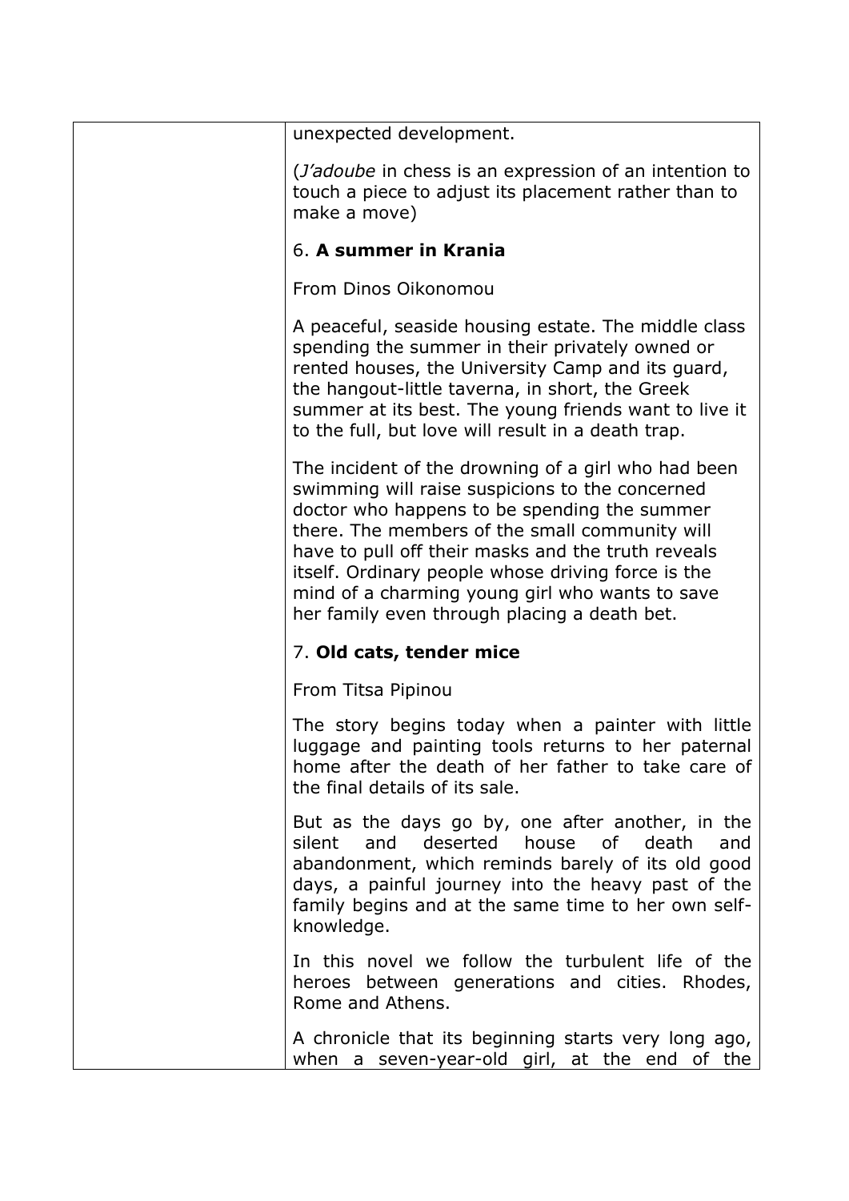|  | unexpected development.<br><br>(*J'adoube* in chess is an expression of an intention to touch a piece to adjust its placement rather than to make a move)<br><br>6. **A summer in Krania**<br><br>From Dinos Oikonomou<br><br>A peaceful, seaside housing estate. The middle class spending the summer in their privately owned or rented houses, the University Camp and its guard, the hangout-little taverna, in short, the Greek summer at its best. The young friends want to live it to the full, but love will result in a death trap.<br><br>The incident of the drowning of a girl who had been swimming will raise suspicions to the concerned doctor who happens to be spending the summer there. The members of the small community will have to pull off their masks and the truth reveals itself. Ordinary people whose driving force is the mind of a charming young girl who wants to save her family even through placing a death bet.<br><br>7. **Old cats, tender mice**<br><br>From Titsa Pipinou<br><br>The story begins today when a painter with little luggage and painting tools returns to her paternal home after the death of her father to take care of the final details of its sale.<br><br>But as the days go by, one after another, in the silent and deserted house of death and abandonment, which reminds barely of its old good days, a painful journey into the heavy past of the family begins and at the same time to her own self-knowledge.<br><br>In this novel we follow the turbulent life of the heroes between generations and cities. Rhodes, Rome and Athens.<br><br>A chronicle that its beginning starts very long ago, when a seven-year-old girl, at the end of the |
|---|---|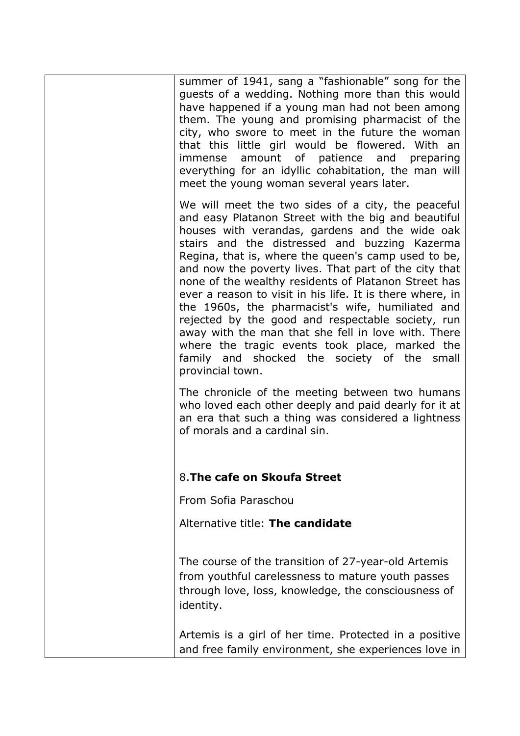| | summer of 1941, sang a "fashionable" song for the guests of a wedding. Nothing more than this would have happened if a young man had not been among them. The young and promising pharmacist of the city, who swore to meet in the future the woman that this little girl would be flowered. With an immense amount of patience and preparing everything for an idyllic cohabitation, the man will meet the young woman several years later.<br><br>We will meet the two sides of a city, the peaceful and easy Platanon Street with the big and beautiful houses with verandas, gardens and the wide oak stairs and the distressed and buzzing Kazerma Regina, that is, where the queen's camp used to be, and now the poverty lives. That part of the city that none of the wealthy residents of Platanon Street has ever a reason to visit in his life. It is there where, in the 1960s, the pharmacist's wife, humiliated and rejected by the good and respectable society, run away with the man that she fell in love with. There where the tragic events took place, marked the family and shocked the society of the small provincial town.<br><br>The chronicle of the meeting between two humans who loved each other deeply and paid dearly for it at an era that such a thing was considered a lightness of morals and a cardinal sin.<br><br><br>8.**The cafe on Skoufa Street**<br><br>From Sofia Paraschou<br><br>Alternative title: **The candidate**<br><br><br>The course of the transition of 27-year-old Artemis from youthful carelessness to mature youth passes through love, loss, knowledge, the consciousness of identity.<br><br>Artemis is a girl of her time. Protected in a positive and free family environment, she experiences love in |
|---|---|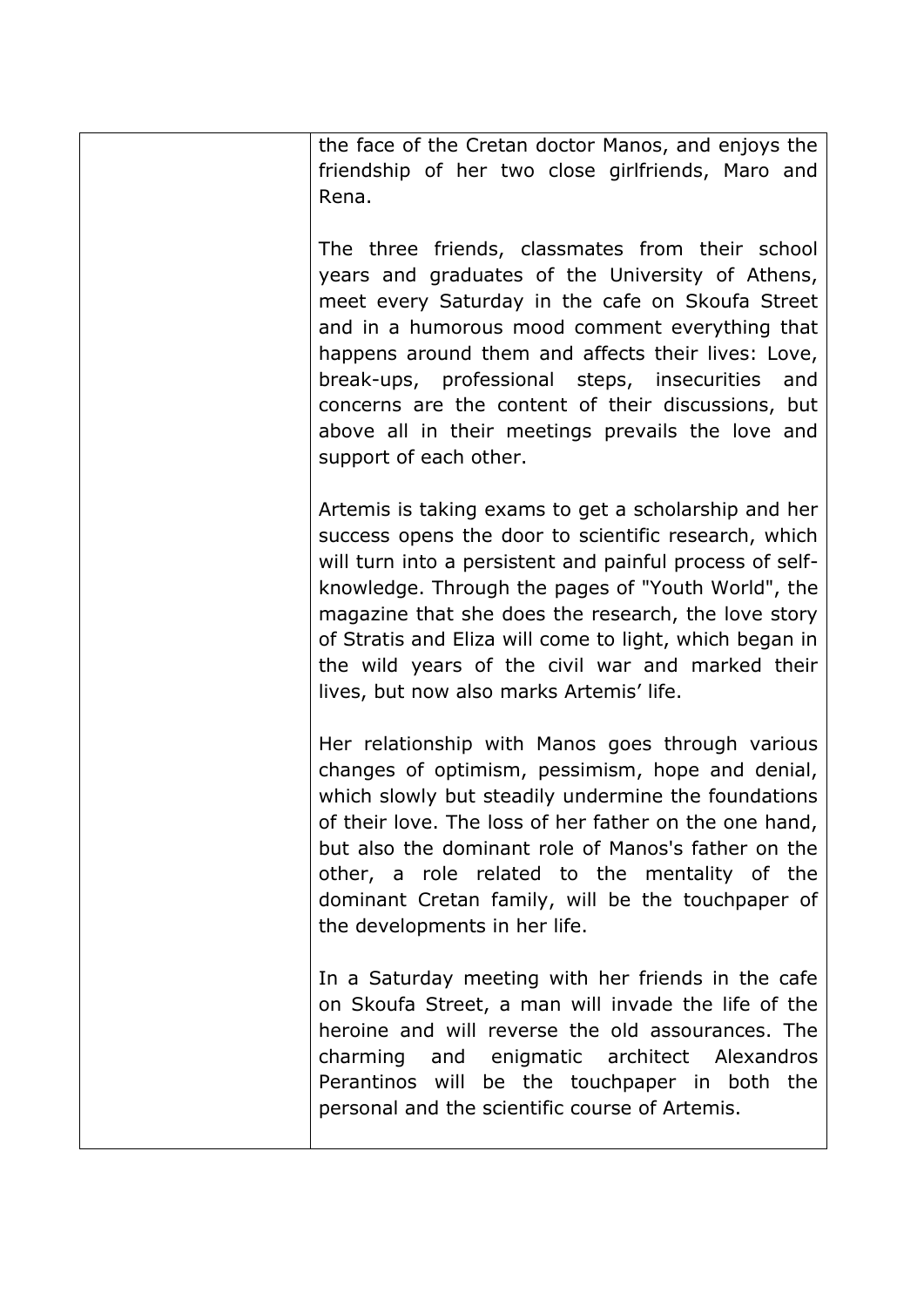| | |
|---|---|
| | the face of the Cretan doctor Manos, and enjoys the friendship of her two close girlfriends, Maro and Rena.<br><br>The three friends, classmates from their school years and graduates of the University of Athens, meet every Saturday in the cafe on Skoufa Street and in a humorous mood comment everything that happens around them and affects their lives: Love, break-ups, professional steps, insecurities and concerns are the content of their discussions, but above all in their meetings prevails the love and support of each other.<br><br>Artemis is taking exams to get a scholarship and her success opens the door to scientific research, which will turn into a persistent and painful process of self-knowledge. Through the pages of "Youth World", the magazine that she does the research, the love story of Stratis and Eliza will come to light, which began in the wild years of the civil war and marked their lives, but now also marks Artemis' life.<br><br>Her relationship with Manos goes through various changes of optimism, pessimism, hope and denial, which slowly but steadily undermine the foundations of their love. The loss of her father on the one hand, but also the dominant role of Manos's father on the other, a role related to the mentality of the dominant Cretan family, will be the touchpaper of the developments in her life.<br><br>In a Saturday meeting with her friends in the cafe on Skoufa Street, a man will invade the life of the heroine and will reverse the old assourances. The charming and enigmatic architect Alexandros Perantinos will be the touchpaper in both the personal and the scientific course of Artemis. |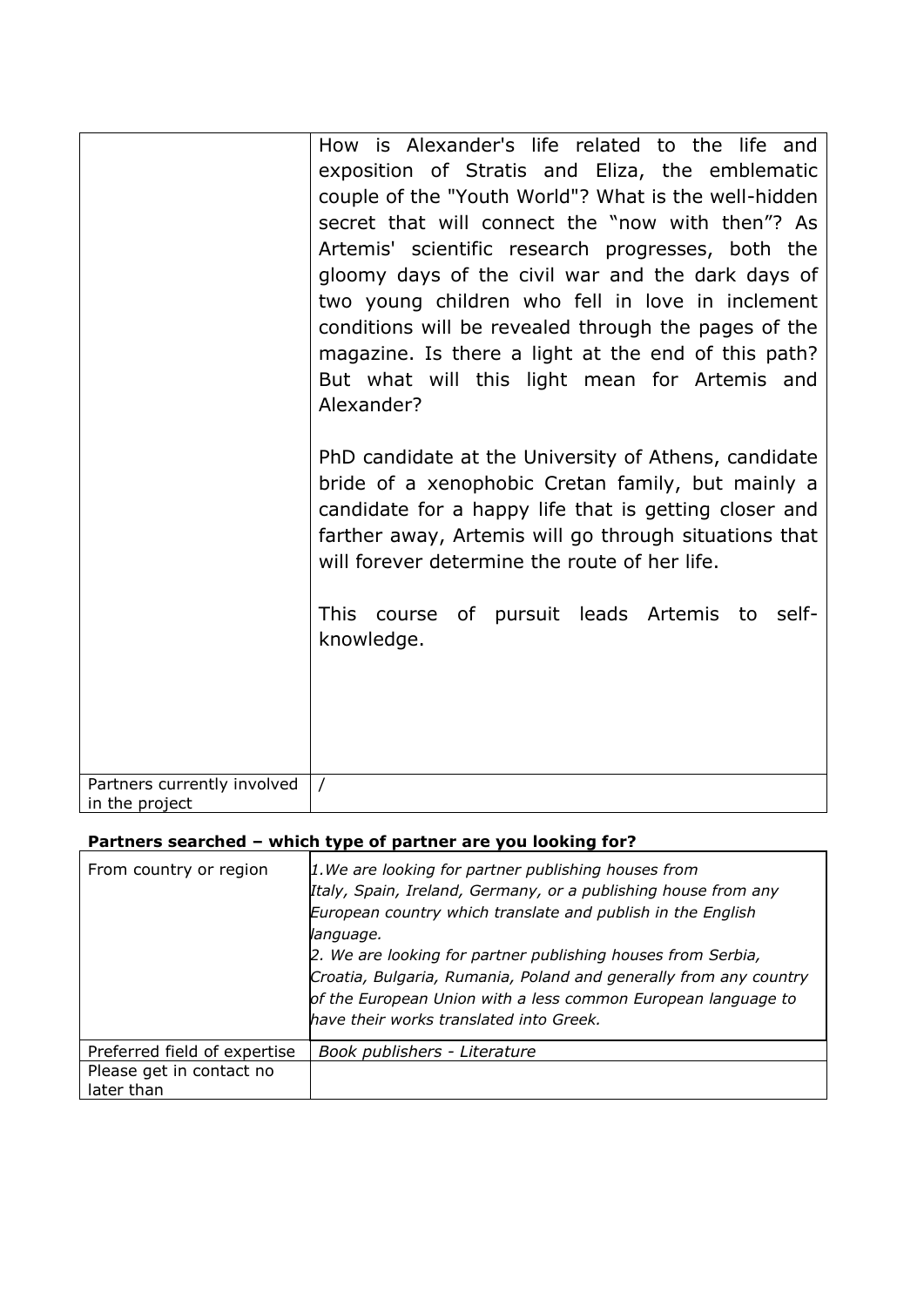| | |
|---|---|
| | How is Alexander's life related to the life and exposition of Stratis and Eliza, the emblematic couple of the "Youth World"? What is the well-hidden secret that will connect the "now with then"? As Artemis' scientific research progresses, both the gloomy days of the civil war and the dark days of two young children who fell in love in inclement conditions will be revealed through the pages of the magazine. Is there a light at the end of this path? But what will this light mean for Artemis and Alexander?<br><br>PhD candidate at the University of Athens, candidate bride of a xenophobic Cretan family, but mainly a candidate for a happy life that is getting closer and farther away, Artemis will go through situations that will forever determine the route of her life.<br><br>This course of pursuit leads Artemis to self-knowledge. |
| Partners currently involved in the project | / |

**Partners searched – which type of partner are you looking for?**

| | |
|---|---|
| From country or region | *1. We are looking for partner publishing houses from Italy, Spain, Ireland, Germany, or a publishing house from any European country which translate and publish in the English language.*<br>*2. We are looking for partner publishing houses from Serbia, Croatia, Bulgaria, Rumania, Poland and generally from any country of the European Union with a less common European language to have their works translated into Greek.* |
| Preferred field of expertise | *Book publishers - Literature* |
| Please get in contact no later than | |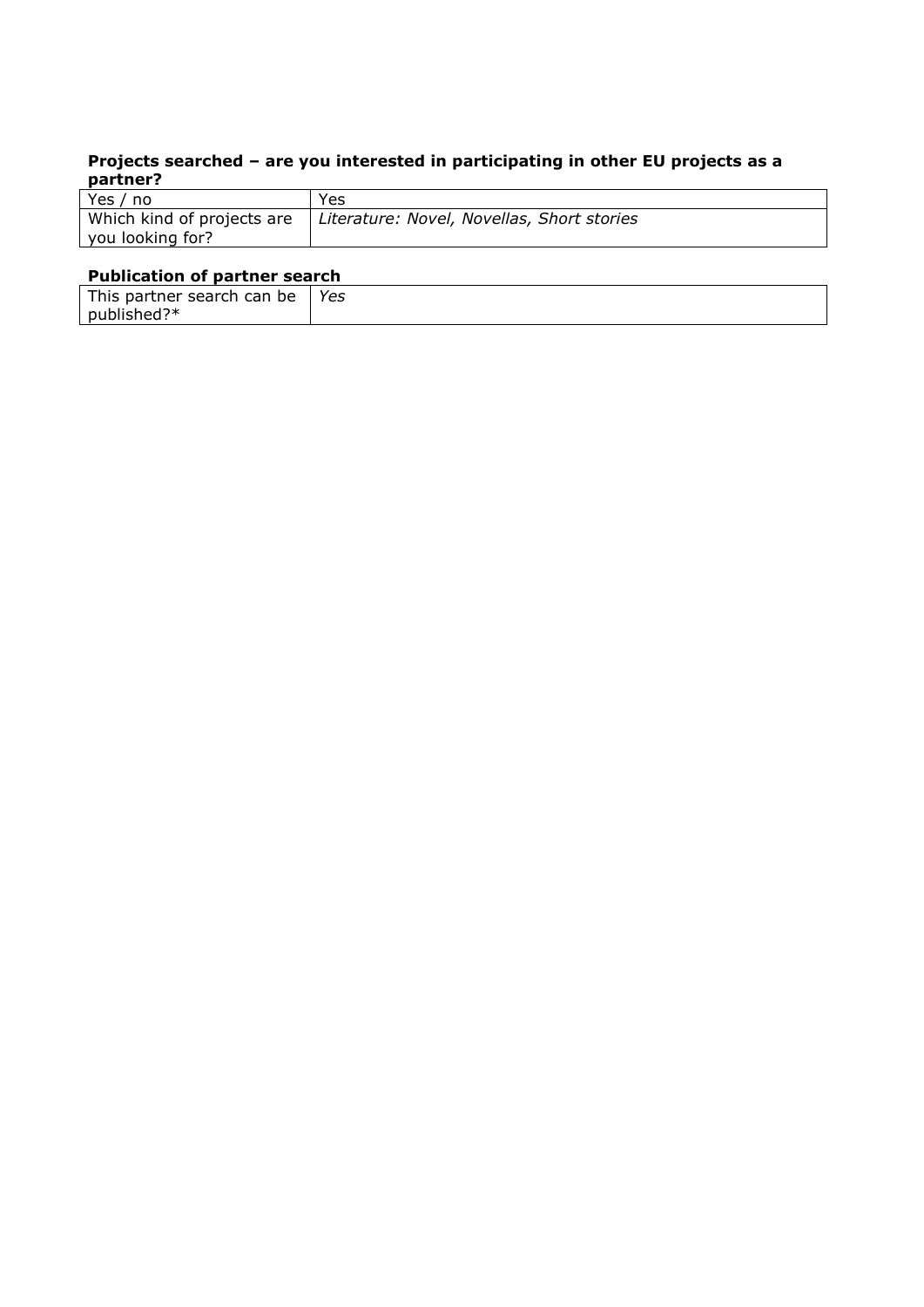**Projects searched – are you interested in participating in other EU projects as a partner?**

| | |
|---|---|
| Yes / no | Yes |
| Which kind of projects are you looking for? | *Literature: Novel, Novellas, Short stories* |

**Publication of partner search**

| | |
|---|---|
| This partner search can be published?* | *Yes* |